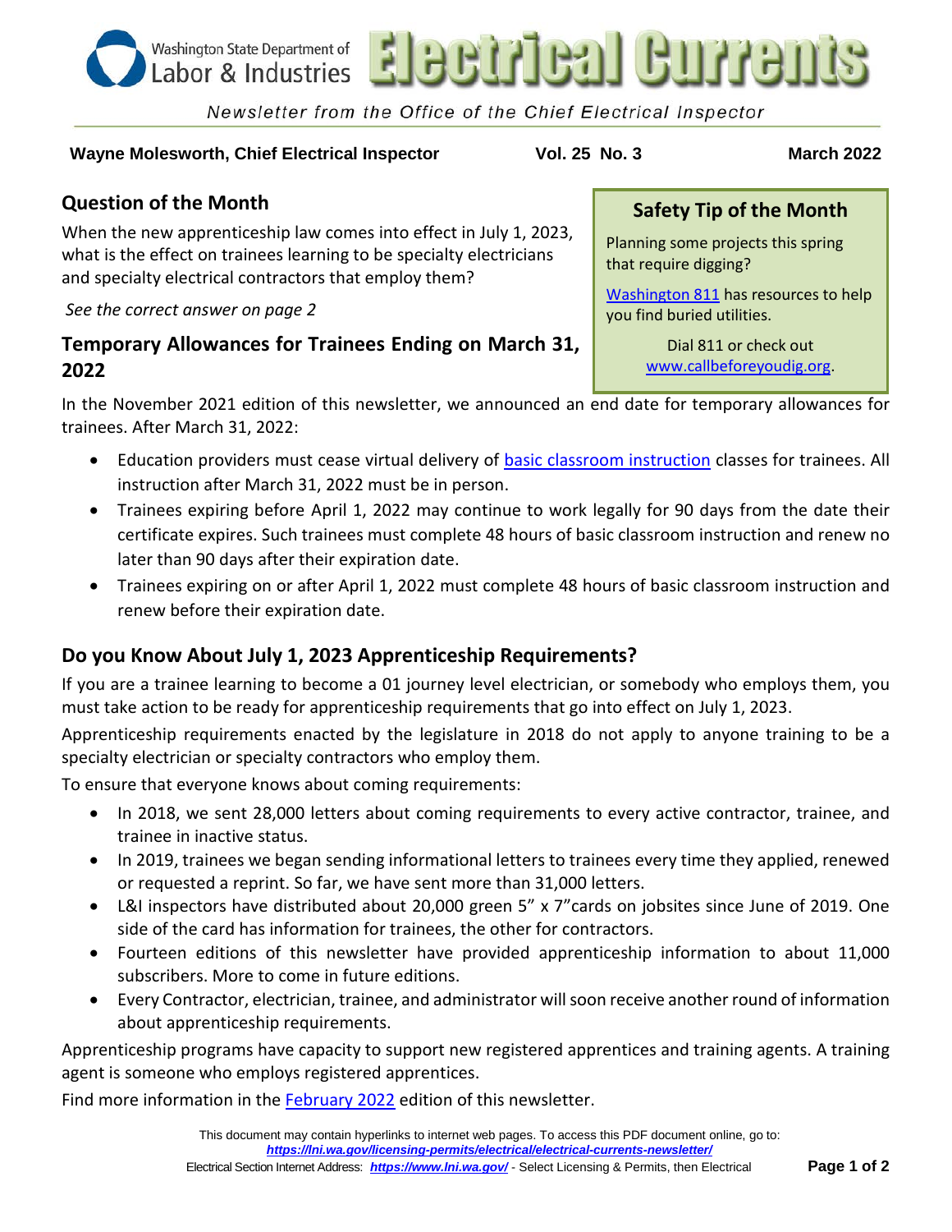# Electrical Currents

Washington State Department of Labor & Industries

*Newsletter from the Office of the Chief Electrical Inspector*

**Wayne Molesworth, Chief Electrical Inspector** **Vol. 25 No. 3** **March 2022**

## Question of the Month

When the new apprenticeship law comes into effect in July 1, 2023, what is the effect on trainees learning to be specialty electricians and specialty electrical contractors that employ them?

*See the correct answer on page 2*

## Safety Tip of the Month

Planning some projects this spring that require digging?

Washington 811 has resources to help you find buried utilities.

Dial 811 or check out www.callbeforeyoudig.org.

## Temporary Allowances for Trainees Ending on March 31, 2022

In the November 2021 edition of this newsletter, we announced an end date for temporary allowances for trainees. After March 31, 2022:

- Education providers must cease virtual delivery of basic classroom instruction classes for trainees. All instruction after March 31, 2022 must be in person.
- Trainees expiring before April 1, 2022 may continue to work legally for 90 days from the date their certificate expires. Such trainees must complete 48 hours of basic classroom instruction and renew no later than 90 days after their expiration date.
- Trainees expiring on or after April 1, 2022 must complete 48 hours of basic classroom instruction and renew before their expiration date.

## Do you Know About July 1, 2023 Apprenticeship Requirements?

If you are a trainee learning to become a 01 journey level electrician, or somebody who employs them, you must take action to be ready for apprenticeship requirements that go into effect on July 1, 2023.

Apprenticeship requirements enacted by the legislature in 2018 do not apply to anyone training to be a specialty electrician or specialty contractors who employ them.

To ensure that everyone knows about coming requirements:

- In 2018, we sent 28,000 letters about coming requirements to every active contractor, trainee, and trainee in inactive status.
- In 2019, trainees we began sending informational letters to trainees every time they applied, renewed or requested a reprint. So far, we have sent more than 31,000 letters.
- L&I inspectors have distributed about 20,000 green 5" x 7"cards on jobsites since June of 2019. One side of the card has information for trainees, the other for contractors.
- Fourteen editions of this newsletter have provided apprenticeship information to about 11,000 subscribers. More to come in future editions.
- Every Contractor, electrician, trainee, and administrator will soon receive another round of information about apprenticeship requirements.

Apprenticeship programs have capacity to support new registered apprentices and training agents. A training agent is someone who employs registered apprentices.

Find more information in the February 2022 edition of this newsletter.

This document may contain hyperlinks to internet web pages. To access this PDF document online, go to: ***https://lni.wa.gov/licensing-permits/electrical/electrical-currents-newsletter/***

Electrical Section Internet Address: ***https://www.lni.wa.gov/*** - Select Licensing & Permits, then Electrical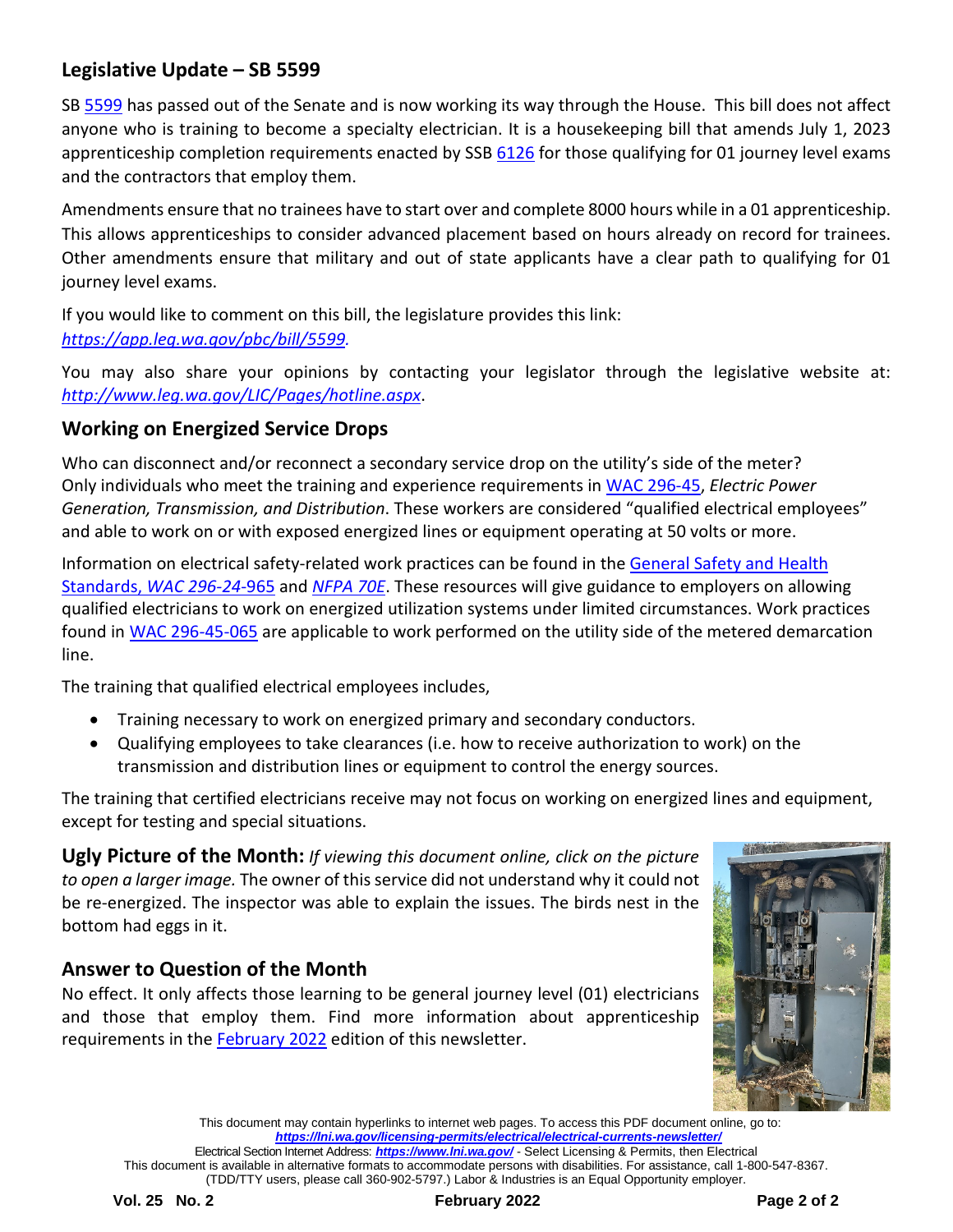## Legislative Update – SB 5599

SB 5599 has passed out of the Senate and is now working its way through the House. This bill does not affect anyone who is training to become a specialty electrician. It is a housekeeping bill that amends July 1, 2023 apprenticeship completion requirements enacted by SSB 6126 for those qualifying for 01 journey level exams and the contractors that employ them.

Amendments ensure that no trainees have to start over and complete 8000 hours while in a 01 apprenticeship. This allows apprenticeships to consider advanced placement based on hours already on record for trainees. Other amendments ensure that military and out of state applicants have a clear path to qualifying for 01 journey level exams.

If you would like to comment on this bill, the legislature provides this link: *https://app.leg.wa.gov/pbc/bill/5599.*

You may also share your opinions by contacting your legislator through the legislative website at: *http://www.leg.wa.gov/LIC/Pages/hotline.aspx*.

## Working on Energized Service Drops

Who can disconnect and/or reconnect a secondary service drop on the utility's side of the meter? Only individuals who meet the training and experience requirements in WAC 296-45, *Electric Power Generation, Transmission, and Distribution*. These workers are considered "qualified electrical employees" and able to work on or with exposed energized lines or equipment operating at 50 volts or more.

Information on electrical safety-related work practices can be found in the General Safety and Health Standards, *WAC 296-24*-965 and *NFPA 70E*. These resources will give guidance to employers on allowing qualified electricians to work on energized utilization systems under limited circumstances. Work practices found in WAC 296-45-065 are applicable to work performed on the utility side of the metered demarcation line.

The training that qualified electrical employees includes,

- Training necessary to work on energized primary and secondary conductors.
- Qualifying employees to take clearances (i.e. how to receive authorization to work) on the transmission and distribution lines or equipment to control the energy sources.

The training that certified electricians receive may not focus on working on energized lines and equipment, except for testing and special situations.

**Ugly Picture of the Month:** *If viewing this document online, click on the picture to open a larger image.* The owner of this service did not understand why it could not be re-energized. The inspector was able to explain the issues. The birds nest in the bottom had eggs in it.

## Answer to Question of the Month

No effect. It only affects those learning to be general journey level (01) electricians and those that employ them. Find more information about apprenticeship requirements in the February 2022 edition of this newsletter.

This document may contain hyperlinks to internet web pages. To access this PDF document online, go to: ***https://lni.wa.gov/licensing-permits/electrical/electrical-currents-newsletter/***
Electrical Section Internet Address: ***https://www.lni.wa.gov/*** - Select Licensing & Permits, then Electrical
This document is available in alternative formats to accommodate persons with disabilities. For assistance, call 1-800-547-8367. (TDD/TTY users, please call 360-902-5797.) Labor & Industries is an Equal Opportunity employer.